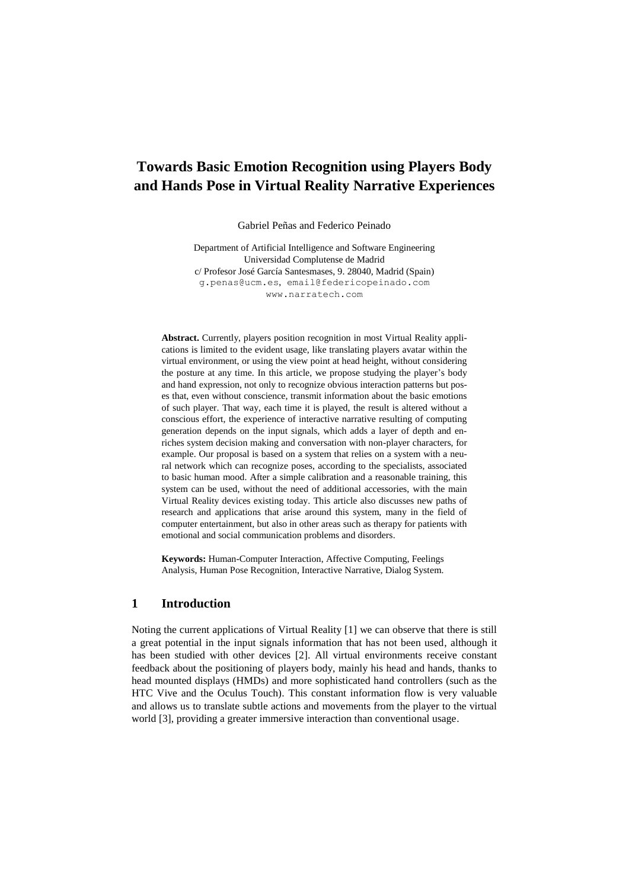# Towards Basic Emotion Recognition using Players Body and Hands Pose in Virtual Reality Narrative Experiences

Gabriel Peñas and Federico Peinado

Department of Artificial Intelligence and Software Engineering
Universidad Complutense de Madrid
c/ Profesor José García Santesmases, 9. 28040, Madrid (Spain)
g.penas@ucm.es, email@federicopeinado.com
www.narratech.com

**Abstract.** Currently, players position recognition in most Virtual Reality applications is limited to the evident usage, like translating players avatar within the virtual environment, or using the view point at head height, without considering the posture at any time. In this article, we propose studying the player's body and hand expression, not only to recognize obvious interaction patterns but poses that, even without conscience, transmit information about the basic emotions of such player. That way, each time it is played, the result is altered without a conscious effort, the experience of interactive narrative resulting of computing generation depends on the input signals, which adds a layer of depth and enriches system decision making and conversation with non-player characters, for example. Our proposal is based on a system that relies on a system with a neural network which can recognize poses, according to the specialists, associated to basic human mood. After a simple calibration and a reasonable training, this system can be used, without the need of additional accessories, with the main Virtual Reality devices existing today. This article also discusses new paths of research and applications that arise around this system, many in the field of computer entertainment, but also in other areas such as therapy for patients with emotional and social communication problems and disorders.

**Keywords:** Human-Computer Interaction, Affective Computing, Feelings Analysis, Human Pose Recognition, Interactive Narrative, Dialog System.

## 1 Introduction

Noting the current applications of Virtual Reality [1] we can observe that there is still a great potential in the input signals information that has not been used, although it has been studied with other devices [2]. All virtual environments receive constant feedback about the positioning of players body, mainly his head and hands, thanks to head mounted displays (HMDs) and more sophisticated hand controllers (such as the HTC Vive and the Oculus Touch). This constant information flow is very valuable and allows us to translate subtle actions and movements from the player to the virtual world [3], providing a greater immersive interaction than conventional usage.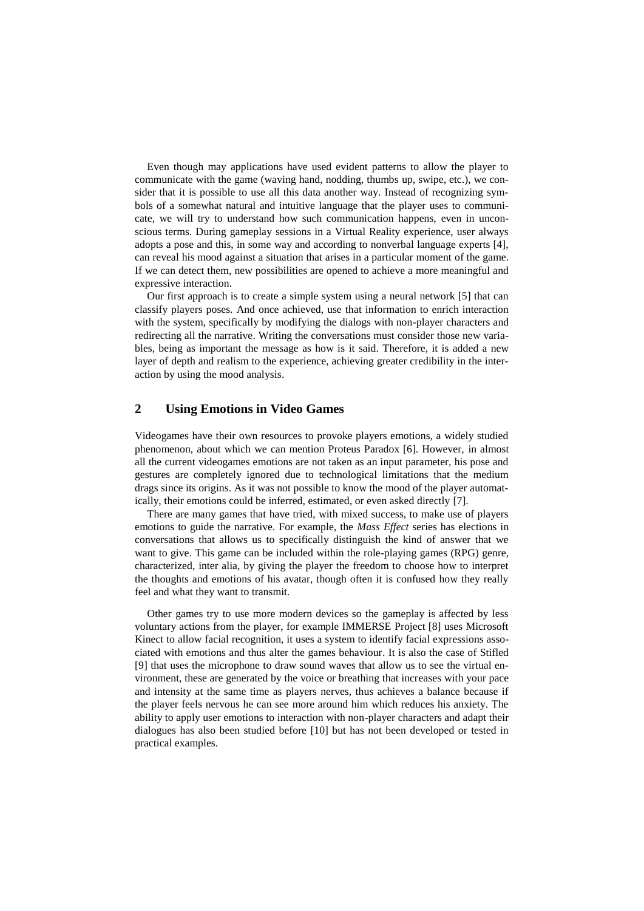Even though may applications have used evident patterns to allow the player to communicate with the game (waving hand, nodding, thumbs up, swipe, etc.), we consider that it is possible to use all this data another way. Instead of recognizing symbols of a somewhat natural and intuitive language that the player uses to communicate, we will try to understand how such communication happens, even in unconscious terms. During gameplay sessions in a Virtual Reality experience, user always adopts a pose and this, in some way and according to nonverbal language experts [4], can reveal his mood against a situation that arises in a particular moment of the game. If we can detect them, new possibilities are opened to achieve a more meaningful and expressive interaction.

Our first approach is to create a simple system using a neural network [5] that can classify players poses. And once achieved, use that information to enrich interaction with the system, specifically by modifying the dialogs with non-player characters and redirecting all the narrative. Writing the conversations must consider those new variables, being as important the message as how is it said. Therefore, it is added a new layer of depth and realism to the experience, achieving greater credibility in the interaction by using the mood analysis.

## 2 Using Emotions in Video Games

Videogames have their own resources to provoke players emotions, a widely studied phenomenon, about which we can mention Proteus Paradox [6]. However, in almost all the current videogames emotions are not taken as an input parameter, his pose and gestures are completely ignored due to technological limitations that the medium drags since its origins. As it was not possible to know the mood of the player automatically, their emotions could be inferred, estimated, or even asked directly [7].

There are many games that have tried, with mixed success, to make use of players emotions to guide the narrative. For example, the *Mass Effect* series has elections in conversations that allows us to specifically distinguish the kind of answer that we want to give. This game can be included within the role-playing games (RPG) genre, characterized, inter alia, by giving the player the freedom to choose how to interpret the thoughts and emotions of his avatar, though often it is confused how they really feel and what they want to transmit.

Other games try to use more modern devices so the gameplay is affected by less voluntary actions from the player, for example IMMERSE Project [8] uses Microsoft Kinect to allow facial recognition, it uses a system to identify facial expressions associated with emotions and thus alter the games behaviour. It is also the case of Stifled [9] that uses the microphone to draw sound waves that allow us to see the virtual environment, these are generated by the voice or breathing that increases with your pace and intensity at the same time as players nerves, thus achieves a balance because if the player feels nervous he can see more around him which reduces his anxiety. The ability to apply user emotions to interaction with non-player characters and adapt their dialogues has also been studied before [10] but has not been developed or tested in practical examples.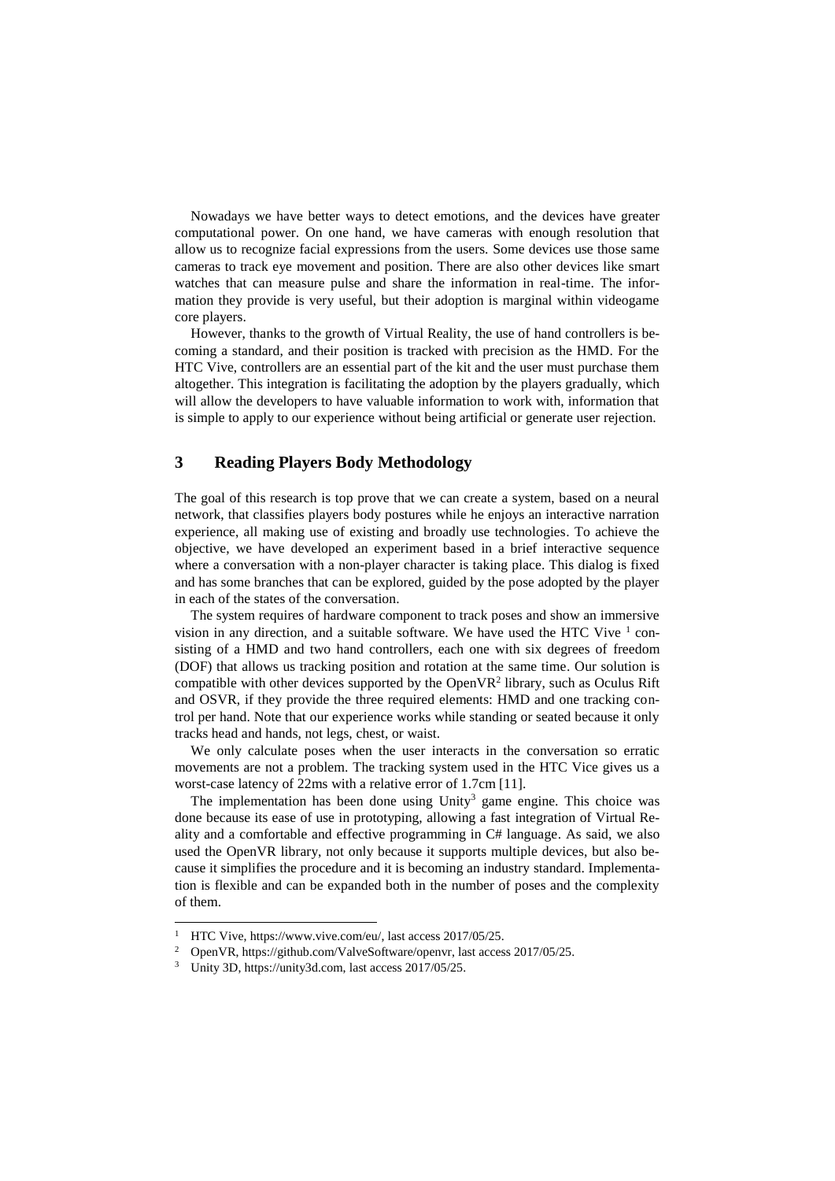Nowadays we have better ways to detect emotions, and the devices have greater computational power. On one hand, we have cameras with enough resolution that allow us to recognize facial expressions from the users. Some devices use those same cameras to track eye movement and position. There are also other devices like smart watches that can measure pulse and share the information in real-time. The information they provide is very useful, but their adoption is marginal within videogame core players.

However, thanks to the growth of Virtual Reality, the use of hand controllers is becoming a standard, and their position is tracked with precision as the HMD. For the HTC Vive, controllers are an essential part of the kit and the user must purchase them altogether. This integration is facilitating the adoption by the players gradually, which will allow the developers to have valuable information to work with, information that is simple to apply to our experience without being artificial or generate user rejection.

## 3 Reading Players Body Methodology

The goal of this research is top prove that we can create a system, based on a neural network, that classifies players body postures while he enjoys an interactive narration experience, all making use of existing and broadly use technologies. To achieve the objective, we have developed an experiment based in a brief interactive sequence where a conversation with a non-player character is taking place. This dialog is fixed and has some branches that can be explored, guided by the pose adopted by the player in each of the states of the conversation.

The system requires of hardware component to track poses and show an immersive vision in any direction, and a suitable software. We have used the HTC Vive [1] consisting of a HMD and two hand controllers, each one with six degrees of freedom (DOF) that allows us tracking position and rotation at the same time. Our solution is compatible with other devices supported by the OpenVR[2] library, such as Oculus Rift and OSVR, if they provide the three required elements: HMD and one tracking control per hand. Note that our experience works while standing or seated because it only tracks head and hands, not legs, chest, or waist.

We only calculate poses when the user interacts in the conversation so erratic movements are not a problem. The tracking system used in the HTC Vice gives us a worst-case latency of 22ms with a relative error of 1.7cm [11].

The implementation has been done using Unity[3] game engine. This choice was done because its ease of use in prototyping, allowing a fast integration of Virtual Reality and a comfortable and effective programming in C# language. As said, we also used the OpenVR library, not only because it supports multiple devices, but also because it simplifies the procedure and it is becoming an industry standard. Implementation is flexible and can be expanded both in the number of poses and the complexity of them.

---

[1] HTC Vive, https://www.vive.com/eu/, last access 2017/05/25.

[2] OpenVR, https://github.com/ValveSoftware/openvr, last access 2017/05/25.

[3] Unity 3D, https://unity3d.com, last access 2017/05/25.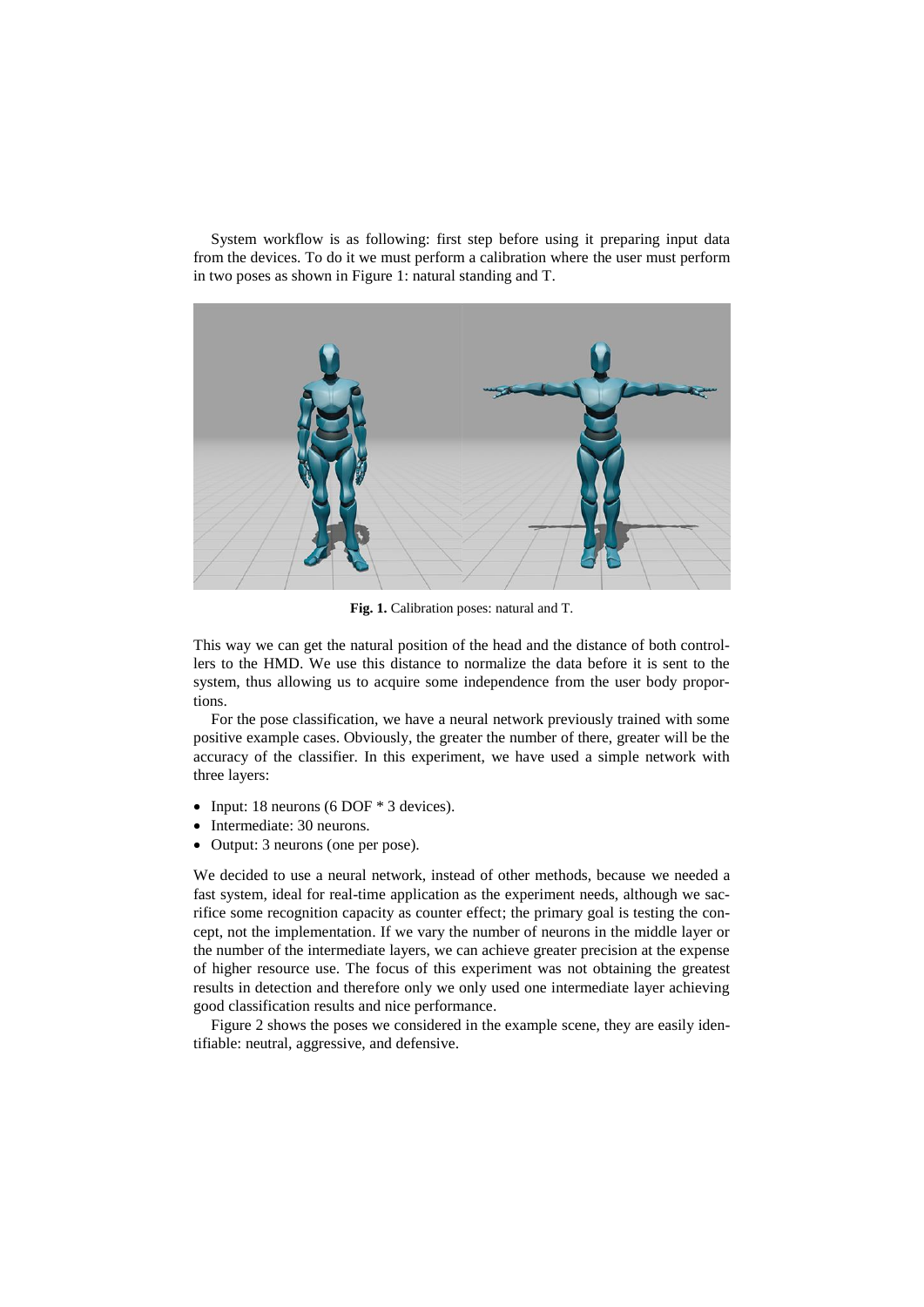System workflow is as following: first step before using it preparing input data from the devices. To do it we must perform a calibration where the user must perform in two poses as shown in Figure 1: natural standing and T.

**Fig. 1.** Calibration poses: natural and T.

This way we can get the natural position of the head and the distance of both controllers to the HMD. We use this distance to normalize the data before it is sent to the system, thus allowing us to acquire some independence from the user body proportions.

For the pose classification, we have a neural network previously trained with some positive example cases. Obviously, the greater the number of there, greater will be the accuracy of the classifier. In this experiment, we have used a simple network with three layers:

- Input: 18 neurons (6 DOF * 3 devices).
- Intermediate: 30 neurons.
- Output: 3 neurons (one per pose).

We decided to use a neural network, instead of other methods, because we needed a fast system, ideal for real-time application as the experiment needs, although we sacrifice some recognition capacity as counter effect; the primary goal is testing the concept, not the implementation. If we vary the number of neurons in the middle layer or the number of the intermediate layers, we can achieve greater precision at the expense of higher resource use. The focus of this experiment was not obtaining the greatest results in detection and therefore only we only used one intermediate layer achieving good classification results and nice performance.

Figure 2 shows the poses we considered in the example scene, they are easily identifiable: neutral, aggressive, and defensive.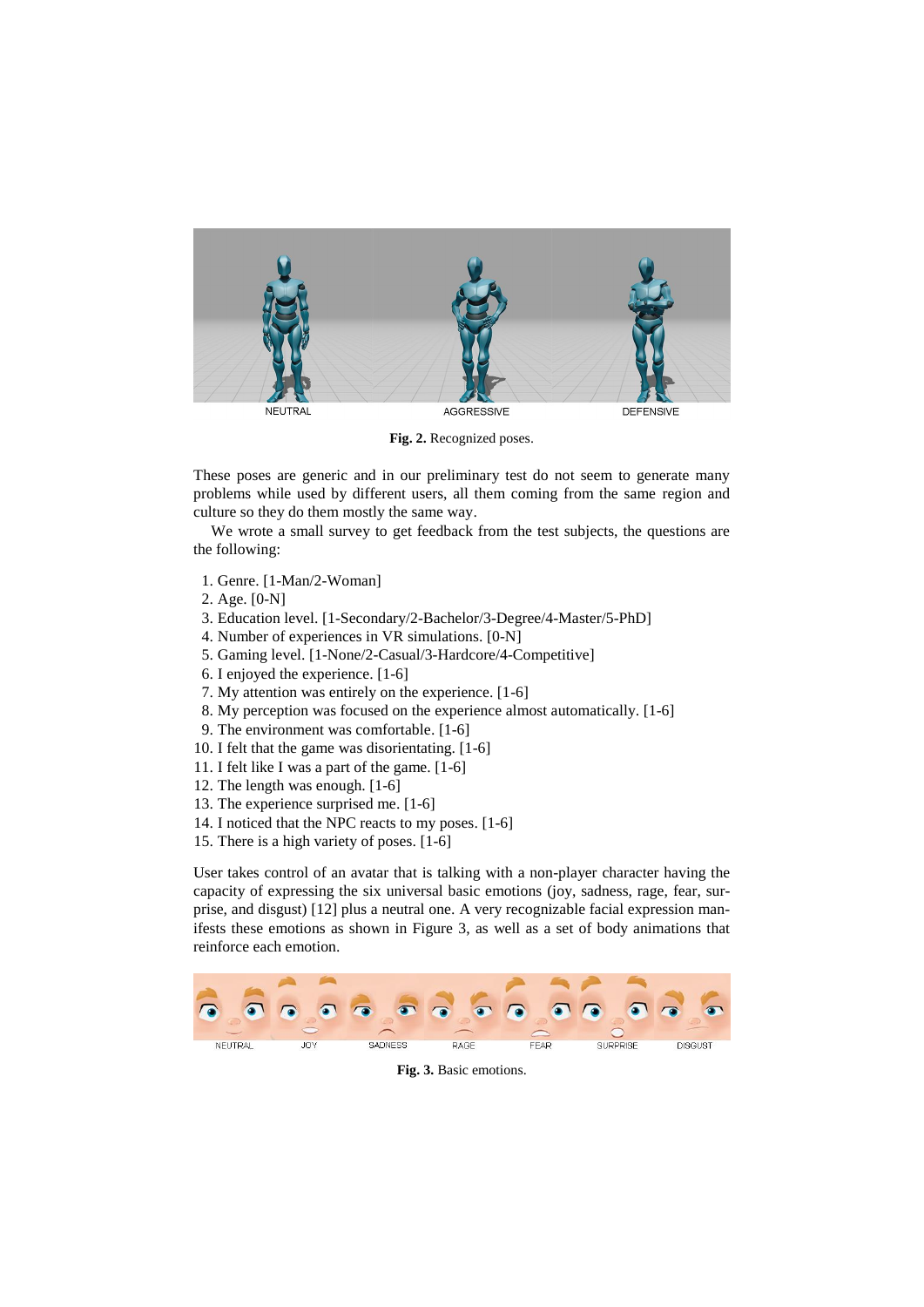**Fig. 2.** Recognized poses.

These poses are generic and in our preliminary test do not seem to generate many problems while used by different users, all them coming from the same region and culture so they do them mostly the same way.

We wrote a small survey to get feedback from the test subjects, the questions are the following:

1. Genre. [1-Man/2-Woman]
2. Age. [0-N]
3. Education level. [1-Secondary/2-Bachelor/3-Degree/4-Master/5-PhD]
4. Number of experiences in VR simulations. [0-N]
5. Gaming level. [1-None/2-Casual/3-Hardcore/4-Competitive]
6. I enjoyed the experience. [1-6]
7. My attention was entirely on the experience. [1-6]
8. My perception was focused on the experience almost automatically. [1-6]
9. The environment was comfortable. [1-6]
10. I felt that the game was disorientating. [1-6]
11. I felt like I was a part of the game. [1-6]
12. The length was enough. [1-6]
13. The experience surprised me. [1-6]
14. I noticed that the NPC reacts to my poses. [1-6]
15. There is a high variety of poses. [1-6]

User takes control of an avatar that is talking with a non-player character having the capacity of expressing the six universal basic emotions (joy, sadness, rage, fear, surprise, and disgust) [12] plus a neutral one. A very recognizable facial expression manifests these emotions as shown in Figure 3, as well as a set of body animations that reinforce each emotion.

**Fig. 3.** Basic emotions.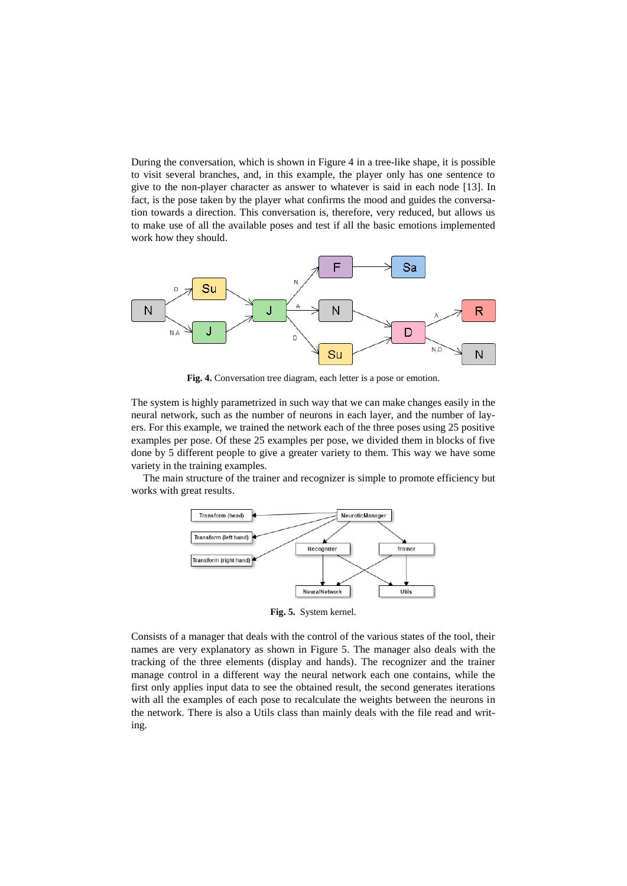During the conversation, which is shown in Figure 4 in a tree-like shape, it is possible to visit several branches, and, in this example, the player only has one sentence to give to the non-player character as answer to whatever is said in each node [13]. In fact, is the pose taken by the player what confirms the mood and guides the conversation towards a direction. This conversation is, therefore, very reduced, but allows us to make use of all the available poses and test if all the basic emotions implemented work how they should.

**Fig. 4.** Conversation tree diagram, each letter is a pose or emotion.

The system is highly parametrized in such way that we can make changes easily in the neural network, such as the number of neurons in each layer, and the number of layers. For this example, we trained the network each of the three poses using 25 positive examples per pose. Of these 25 examples per pose, we divided them in blocks of five done by 5 different people to give a greater variety to them. This way we have some variety in the training examples.

The main structure of the trainer and recognizer is simple to promote efficiency but works with great results.

**Fig. 5.** System kernel.

Consists of a manager that deals with the control of the various states of the tool, their names are very explanatory as shown in Figure 5. The manager also deals with the tracking of the three elements (display and hands). The recognizer and the trainer manage control in a different way the neural network each one contains, while the first only applies input data to see the obtained result, the second generates iterations with all the examples of each pose to recalculate the weights between the neurons in the network. There is also a Utils class than mainly deals with the file read and writing.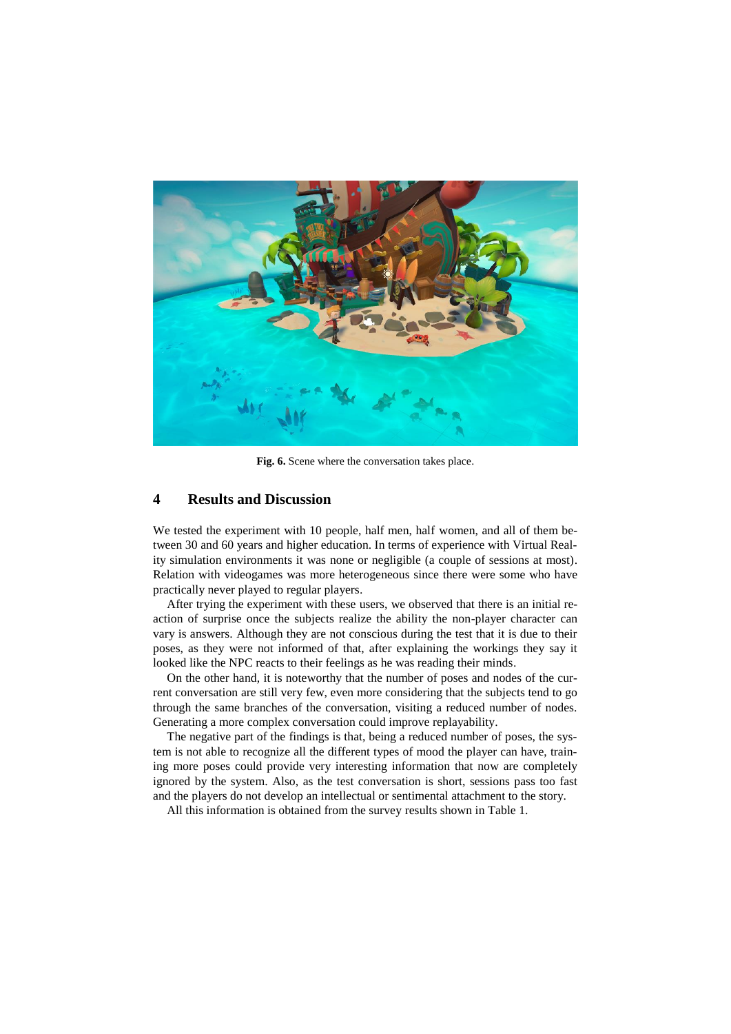Fig. 6. Scene where the conversation takes place.

## 4 Results and Discussion

We tested the experiment with 10 people, half men, half women, and all of them between 30 and 60 years and higher education. In terms of experience with Virtual Reality simulation environments it was none or negligible (a couple of sessions at most). Relation with videogames was more heterogeneous since there were some who have practically never played to regular players.

After trying the experiment with these users, we observed that there is an initial reaction of surprise once the subjects realize the ability the non-player character can vary is answers. Although they are not conscious during the test that it is due to their poses, as they were not informed of that, after explaining the workings they say it looked like the NPC reacts to their feelings as he was reading their minds.

On the other hand, it is noteworthy that the number of poses and nodes of the current conversation are still very few, even more considering that the subjects tend to go through the same branches of the conversation, visiting a reduced number of nodes. Generating a more complex conversation could improve replayability.

The negative part of the findings is that, being a reduced number of poses, the system is not able to recognize all the different types of mood the player can have, training more poses could provide very interesting information that now are completely ignored by the system. Also, as the test conversation is short, sessions pass too fast and the players do not develop an intellectual or sentimental attachment to the story.

All this information is obtained from the survey results shown in Table 1.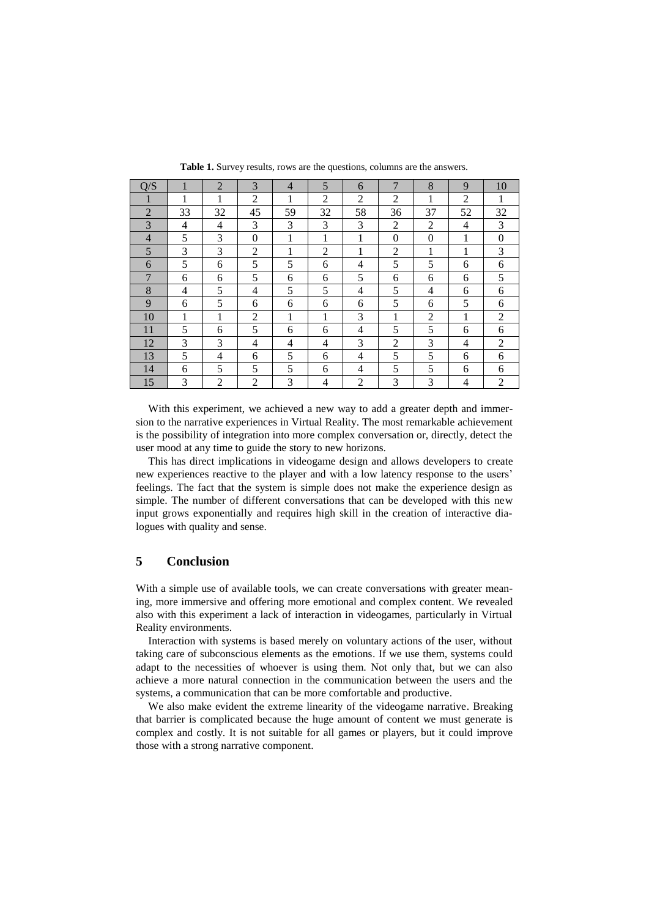**Table 1.** Survey results, rows are the questions, columns are the answers.

| Q/S | 1 | 2 | 3 | 4 | 5 | 6 | 7 | 8 | 9 | 10 |
|---|---|---|---|---|---|---|---|---|---|---|
| 1 | 1 | 1 | 2 | 1 | 2 | 2 | 2 | 1 | 2 | 1 |
| 2 | 33 | 32 | 45 | 59 | 32 | 58 | 36 | 37 | 52 | 32 |
| 3 | 4 | 4 | 3 | 3 | 3 | 3 | 2 | 2 | 4 | 3 |
| 4 | 5 | 3 | 0 | 1 | 1 | 1 | 0 | 0 | 1 | 0 |
| 5 | 3 | 3 | 2 | 1 | 2 | 1 | 2 | 1 | 1 | 3 |
| 6 | 5 | 6 | 5 | 5 | 6 | 4 | 5 | 5 | 6 | 6 |
| 7 | 6 | 6 | 5 | 6 | 6 | 5 | 6 | 6 | 6 | 5 |
| 8 | 4 | 5 | 4 | 5 | 5 | 4 | 5 | 4 | 6 | 6 |
| 9 | 6 | 5 | 6 | 6 | 6 | 6 | 5 | 6 | 5 | 6 |
| 10 | 1 | 1 | 2 | 1 | 1 | 3 | 1 | 2 | 1 | 2 |
| 11 | 5 | 6 | 5 | 6 | 6 | 4 | 5 | 5 | 6 | 6 |
| 12 | 3 | 3 | 4 | 4 | 4 | 3 | 2 | 3 | 4 | 2 |
| 13 | 5 | 4 | 6 | 5 | 6 | 4 | 5 | 5 | 6 | 6 |
| 14 | 6 | 5 | 5 | 5 | 6 | 4 | 5 | 5 | 6 | 6 |
| 15 | 3 | 2 | 2 | 3 | 4 | 2 | 3 | 3 | 4 | 2 |

With this experiment, we achieved a new way to add a greater depth and immersion to the narrative experiences in Virtual Reality. The most remarkable achievement is the possibility of integration into more complex conversation or, directly, detect the user mood at any time to guide the story to new horizons.

This has direct implications in videogame design and allows developers to create new experiences reactive to the player and with a low latency response to the users' feelings. The fact that the system is simple does not make the experience design as simple. The number of different conversations that can be developed with this new input grows exponentially and requires high skill in the creation of interactive dialogues with quality and sense.

## 5 Conclusion

With a simple use of available tools, we can create conversations with greater meaning, more immersive and offering more emotional and complex content. We revealed also with this experiment a lack of interaction in videogames, particularly in Virtual Reality environments.

Interaction with systems is based merely on voluntary actions of the user, without taking care of subconscious elements as the emotions. If we use them, systems could adapt to the necessities of whoever is using them. Not only that, but we can also achieve a more natural connection in the communication between the users and the systems, a communication that can be more comfortable and productive.

We also make evident the extreme linearity of the videogame narrative. Breaking that barrier is complicated because the huge amount of content we must generate is complex and costly. It is not suitable for all games or players, but it could improve those with a strong narrative component.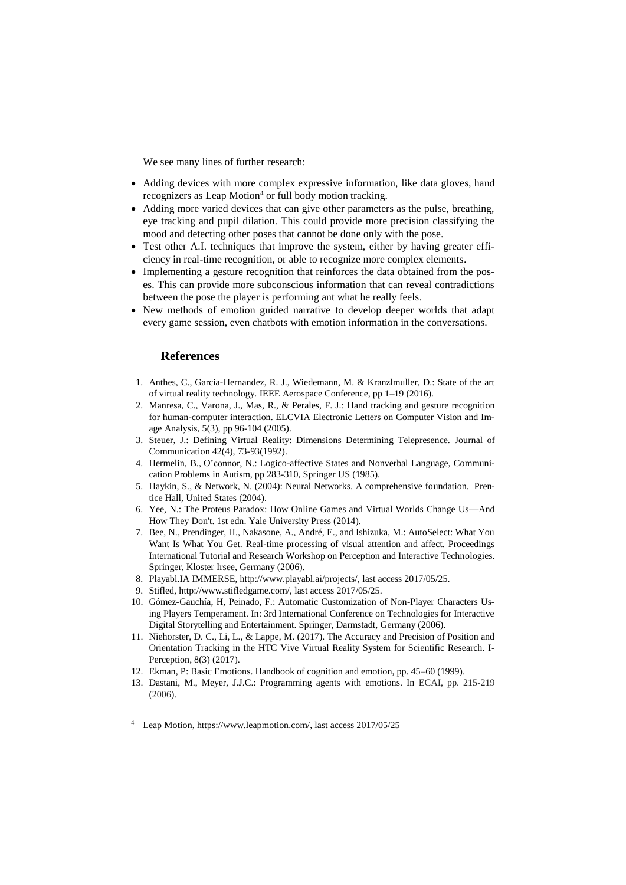We see many lines of further research:

- Adding devices with more complex expressive information, like data gloves, hand recognizers as Leap Motion[4] or full body motion tracking.
- Adding more varied devices that can give other parameters as the pulse, breathing, eye tracking and pupil dilation. This could provide more precision classifying the mood and detecting other poses that cannot be done only with the pose.
- Test other A.I. techniques that improve the system, either by having greater efficiency in real-time recognition, or able to recognize more complex elements.
- Implementing a gesture recognition that reinforces the data obtained from the poses. This can provide more subconscious information that can reveal contradictions between the pose the player is performing ant what he really feels.
- New methods of emotion guided narrative to develop deeper worlds that adapt every game session, even chatbots with emotion information in the conversations.

## References

1. Anthes, C., Garcia-Hernandez, R. J., Wiedemann, M. & Kranzlmuller, D.: State of the art of virtual reality technology. IEEE Aerospace Conference, pp 1–19 (2016).
2. Manresa, C., Varona, J., Mas, R., & Perales, F. J.: Hand tracking and gesture recognition for human-computer interaction. ELCVIA Electronic Letters on Computer Vision and Image Analysis, 5(3), pp 96-104 (2005).
3. Steuer, J.: Defining Virtual Reality: Dimensions Determining Telepresence. Journal of Communication 42(4), 73-93(1992).
4. Hermelin, B., O'connor, N.: Logico-affective States and Nonverbal Language, Communication Problems in Autism, pp 283-310, Springer US (1985).
5. Haykin, S., & Network, N. (2004): Neural Networks. A comprehensive foundation. Prentice Hall, United States (2004).
6. Yee, N.: The Proteus Paradox: How Online Games and Virtual Worlds Change Us—And How They Don't. 1st edn. Yale University Press (2014).
7. Bee, N., Prendinger, H., Nakasone, A., André, E., and Ishizuka, M.: AutoSelect: What You Want Is What You Get. Real-time processing of visual attention and affect. Proceedings International Tutorial and Research Workshop on Perception and Interactive Technologies. Springer, Kloster Irsee, Germany (2006).
8. Playabl.IA IMMERSE, http://www.playabl.ai/projects/, last access 2017/05/25.
9. Stifled, http://www.stifledgame.com/, last access 2017/05/25.
10. Gómez-Gauchía, H, Peinado, F.: Automatic Customization of Non-Player Characters Using Players Temperament. In: 3rd International Conference on Technologies for Interactive Digital Storytelling and Entertainment. Springer, Darmstadt, Germany (2006).
11. Niehorster, D. C., Li, L., & Lappe, M. (2017). The Accuracy and Precision of Position and Orientation Tracking in the HTC Vive Virtual Reality System for Scientific Research. I-Perception, 8(3) (2017).
12. Ekman, P: Basic Emotions. Handbook of cognition and emotion, pp. 45–60 (1999).
13. Dastani, M., Meyer, J.J.C.: Programming agents with emotions. In ECAI, pp. 215-219 (2006).

---

[4] Leap Motion, https://www.leapmotion.com/, last access 2017/05/25